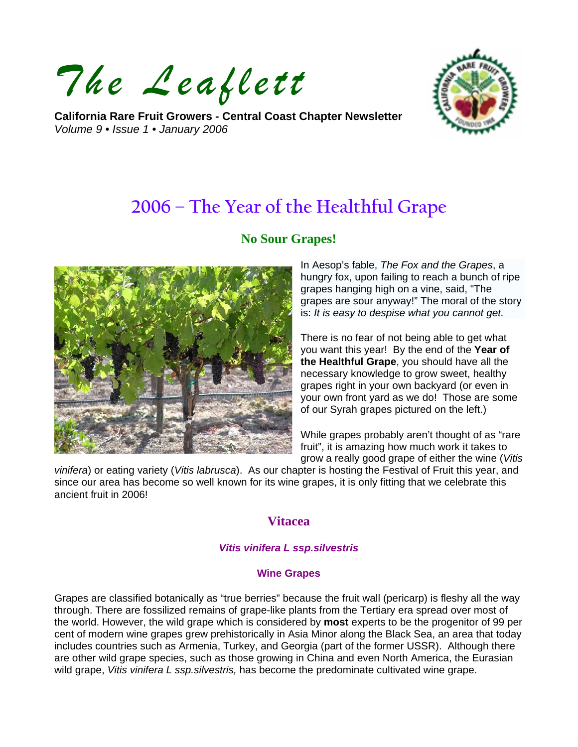# The Leaflett

**California Rare Fruit Growers - Central Coast Chapter Newsletter**
*Volume 9 • Issue 1 • January 2006*

## 2006 – The Year of the Healthful Grape

### No Sour Grapes!

In Aesop's fable, *The Fox and the Grapes*, a hungry fox, upon failing to reach a bunch of ripe grapes hanging high on a vine, said, "The grapes are sour anyway!" The moral of the story is: *It is easy to despise what you cannot get.*

There is no fear of not being able to get what you want this year! By the end of the **Year of the Healthful Grape**, you should have all the necessary knowledge to grow sweet, healthy grapes right in your own backyard (or even in your own front yard as we do! Those are some of our Syrah grapes pictured on the left.)

While grapes probably aren't thought of as "rare fruit", it is amazing how much work it takes to grow a really good grape of either the wine (*Vitis vinifera*) or eating variety (*Vitis labrusca*). As our chapter is hosting the Festival of Fruit this year, and since our area has become so well known for its wine grapes, it is only fitting that we celebrate this ancient fruit in 2006!

### Vitacea

#### *Vitis vinifera L ssp.silvestris*

#### Wine Grapes

Grapes are classified botanically as "true berries" because the fruit wall (pericarp) is fleshy all the way through. There are fossilized remains of grape-like plants from the Tertiary era spread over most of the world. However, the wild grape which is considered by **most** experts to be the progenitor of 99 per cent of modern wine grapes grew prehistorically in Asia Minor along the Black Sea, an area that today includes countries such as Armenia, Turkey, and Georgia (part of the former USSR). Although there are other wild grape species, such as those growing in China and even North America, the Eurasian wild grape, *Vitis vinifera L ssp.silvestris,* has become the predominate cultivated wine grape.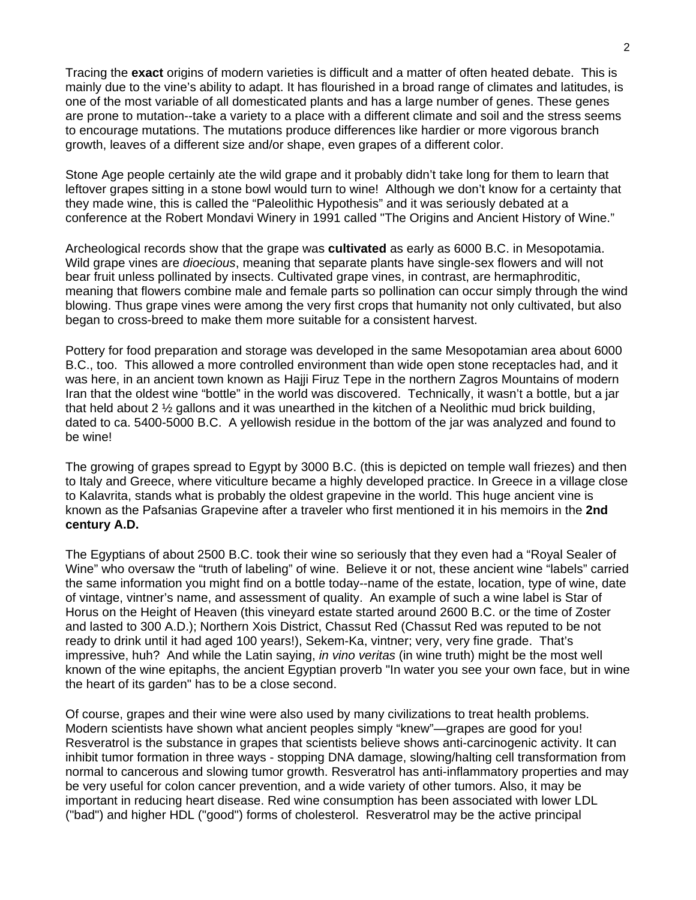Tracing the **exact** origins of modern varieties is difficult and a matter of often heated debate. This is mainly due to the vine's ability to adapt. It has flourished in a broad range of climates and latitudes, is one of the most variable of all domesticated plants and has a large number of genes. These genes are prone to mutation--take a variety to a place with a different climate and soil and the stress seems to encourage mutations. The mutations produce differences like hardier or more vigorous branch growth, leaves of a different size and/or shape, even grapes of a different color.

Stone Age people certainly ate the wild grape and it probably didn't take long for them to learn that leftover grapes sitting in a stone bowl would turn to wine! Although we don't know for a certainty that they made wine, this is called the "Paleolithic Hypothesis" and it was seriously debated at a conference at the Robert Mondavi Winery in 1991 called "The Origins and Ancient History of Wine."

Archeological records show that the grape was **cultivated** as early as 6000 B.C. in Mesopotamia. Wild grape vines are *dioecious*, meaning that separate plants have single-sex flowers and will not bear fruit unless pollinated by insects. Cultivated grape vines, in contrast, are hermaphroditic, meaning that flowers combine male and female parts so pollination can occur simply through the wind blowing. Thus grape vines were among the very first crops that humanity not only cultivated, but also began to cross-breed to make them more suitable for a consistent harvest.

Pottery for food preparation and storage was developed in the same Mesopotamian area about 6000 B.C., too. This allowed a more controlled environment than wide open stone receptacles had, and it was here, in an ancient town known as Hajji Firuz Tepe in the northern Zagros Mountains of modern Iran that the oldest wine "bottle" in the world was discovered. Technically, it wasn't a bottle, but a jar that held about 2 ½ gallons and it was unearthed in the kitchen of a Neolithic mud brick building, dated to ca. 5400-5000 B.C. A yellowish residue in the bottom of the jar was analyzed and found to be wine!

The growing of grapes spread to Egypt by 3000 B.C. (this is depicted on temple wall friezes) and then to Italy and Greece, where viticulture became a highly developed practice. In Greece in a village close to Kalavrita, stands what is probably the oldest grapevine in the world. This huge ancient vine is known as the Pafsanias Grapevine after a traveler who first mentioned it in his memoirs in the **2nd century A.D.**

The Egyptians of about 2500 B.C. took their wine so seriously that they even had a "Royal Sealer of Wine" who oversaw the "truth of labeling" of wine. Believe it or not, these ancient wine "labels" carried the same information you might find on a bottle today--name of the estate, location, type of wine, date of vintage, vintner's name, and assessment of quality. An example of such a wine label is Star of Horus on the Height of Heaven (this vineyard estate started around 2600 B.C. or the time of Zoster and lasted to 300 A.D.); Northern Xois District, Chassut Red (Chassut Red was reputed to be not ready to drink until it had aged 100 years!), Sekem-Ka, vintner; very, very fine grade. That's impressive, huh? And while the Latin saying, *in vino veritas* (in wine truth) might be the most well known of the wine epitaphs, the ancient Egyptian proverb "In water you see your own face, but in wine the heart of its garden" has to be a close second.

Of course, grapes and their wine were also used by many civilizations to treat health problems. Modern scientists have shown what ancient peoples simply "knew"—grapes are good for you! Resveratrol is the substance in grapes that scientists believe shows anti-carcinogenic activity. It can inhibit tumor formation in three ways - stopping DNA damage, slowing/halting cell transformation from normal to cancerous and slowing tumor growth. Resveratrol has anti-inflammatory properties and may be very useful for colon cancer prevention, and a wide variety of other tumors. Also, it may be important in reducing heart disease. Red wine consumption has been associated with lower LDL ("bad") and higher HDL ("good") forms of cholesterol. Resveratrol may be the active principal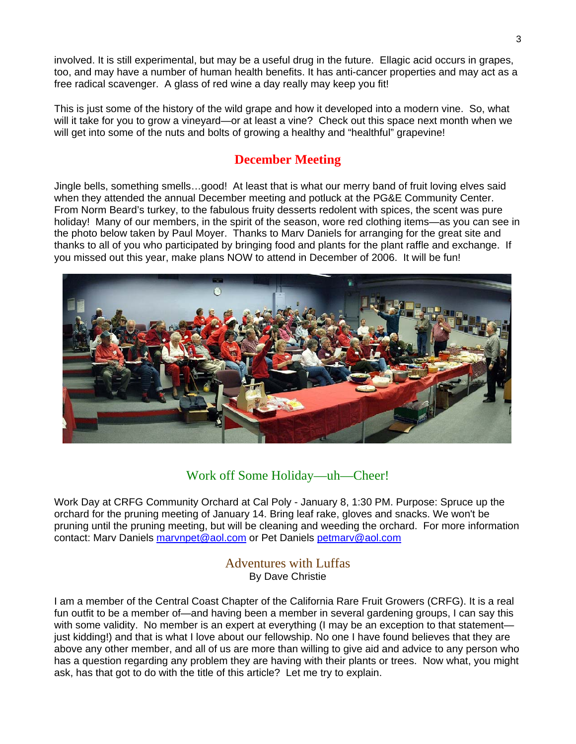involved. It is still experimental, but may be a useful drug in the future. Ellagic acid occurs in grapes, too, and may have a number of human health benefits. It has anti-cancer properties and may act as a free radical scavenger. A glass of red wine a day really may keep you fit!

This is just some of the history of the wild grape and how it developed into a modern vine. So, what will it take for you to grow a vineyard—or at least a vine? Check out this space next month when we will get into some of the nuts and bolts of growing a healthy and "healthful" grapevine!

## December Meeting

Jingle bells, something smells…good! At least that is what our merry band of fruit loving elves said when they attended the annual December meeting and potluck at the PG&E Community Center. From Norm Beard's turkey, to the fabulous fruity desserts redolent with spices, the scent was pure holiday! Many of our members, in the spirit of the season, wore red clothing items—as you can see in the photo below taken by Paul Moyer. Thanks to Marv Daniels for arranging for the great site and thanks to all of you who participated by bringing food and plants for the plant raffle and exchange. If you missed out this year, make plans NOW to attend in December of 2006. It will be fun!

## Work off Some Holiday—uh—Cheer!

Work Day at CRFG Community Orchard at Cal Poly - January 8, 1:30 PM. Purpose: Spruce up the orchard for the pruning meeting of January 14. Bring leaf rake, gloves and snacks. We won't be pruning until the pruning meeting, but will be cleaning and weeding the orchard. For more information contact: Marv Daniels marvnpet@aol.com or Pet Daniels petmarv@aol.com

## Adventures with Luffas

By Dave Christie

I am a member of the Central Coast Chapter of the California Rare Fruit Growers (CRFG). It is a real fun outfit to be a member of—and having been a member in several gardening groups, I can say this with some validity. No member is an expert at everything (I may be an exception to that statement—just kidding!) and that is what I love about our fellowship. No one I have found believes that they are above any other member, and all of us are more than willing to give aid and advice to any person who has a question regarding any problem they are having with their plants or trees. Now what, you might ask, has that got to do with the title of this article? Let me try to explain.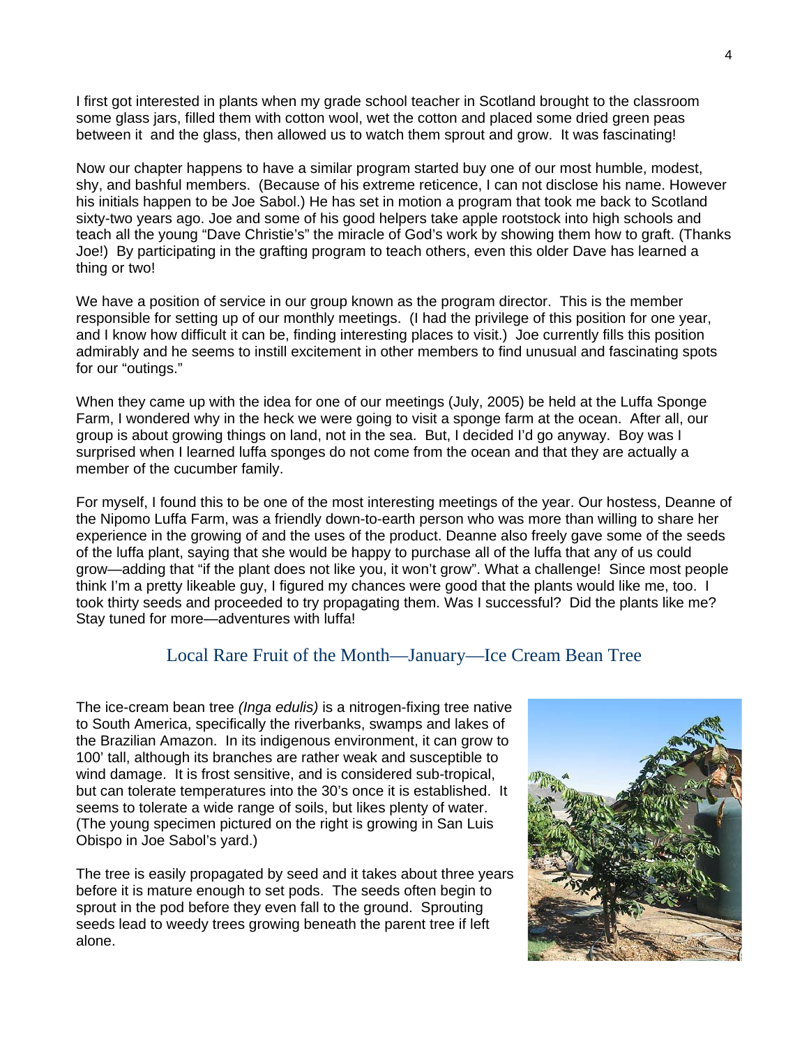I first got interested in plants when my grade school teacher in Scotland brought to the classroom some glass jars, filled them with cotton wool, wet the cotton and placed some dried green peas between it and the glass, then allowed us to watch them sprout and grow. It was fascinating!

Now our chapter happens to have a similar program started buy one of our most humble, modest, shy, and bashful members. (Because of his extreme reticence, I can not disclose his name. However his initials happen to be Joe Sabol.) He has set in motion a program that took me back to Scotland sixty-two years ago. Joe and some of his good helpers take apple rootstock into high schools and teach all the young "Dave Christie's" the miracle of God's work by showing them how to graft. (Thanks Joe!) By participating in the grafting program to teach others, even this older Dave has learned a thing or two!

We have a position of service in our group known as the program director. This is the member responsible for setting up of our monthly meetings. (I had the privilege of this position for one year, and I know how difficult it can be, finding interesting places to visit.) Joe currently fills this position admirably and he seems to instill excitement in other members to find unusual and fascinating spots for our "outings."

When they came up with the idea for one of our meetings (July, 2005) be held at the Luffa Sponge Farm, I wondered why in the heck we were going to visit a sponge farm at the ocean. After all, our group is about growing things on land, not in the sea. But, I decided I'd go anyway. Boy was I surprised when I learned luffa sponges do not come from the ocean and that they are actually a member of the cucumber family.

For myself, I found this to be one of the most interesting meetings of the year. Our hostess, Deanne of the Nipomo Luffa Farm, was a friendly down-to-earth person who was more than willing to share her experience in the growing of and the uses of the product. Deanne also freely gave some of the seeds of the luffa plant, saying that she would be happy to purchase all of the luffa that any of us could grow—adding that "if the plant does not like you, it won't grow". What a challenge! Since most people think I'm a pretty likeable guy, I figured my chances were good that the plants would like me, too. I took thirty seeds and proceeded to try propagating them. Was I successful? Did the plants like me? Stay tuned for more—adventures with luffa!

## Local Rare Fruit of the Month—January—Ice Cream Bean Tree

The ice-cream bean tree *(Inga edulis)* is a nitrogen-fixing tree native to South America, specifically the riverbanks, swamps and lakes of the Brazilian Amazon. In its indigenous environment, it can grow to 100' tall, although its branches are rather weak and susceptible to wind damage. It is frost sensitive, and is considered sub-tropical, but can tolerate temperatures into the 30's once it is established. It seems to tolerate a wide range of soils, but likes plenty of water. (The young specimen pictured on the right is growing in San Luis Obispo in Joe Sabol's yard.)

The tree is easily propagated by seed and it takes about three years before it is mature enough to set pods. The seeds often begin to sprout in the pod before they even fall to the ground. Sprouting seeds lead to weedy trees growing beneath the parent tree if left alone.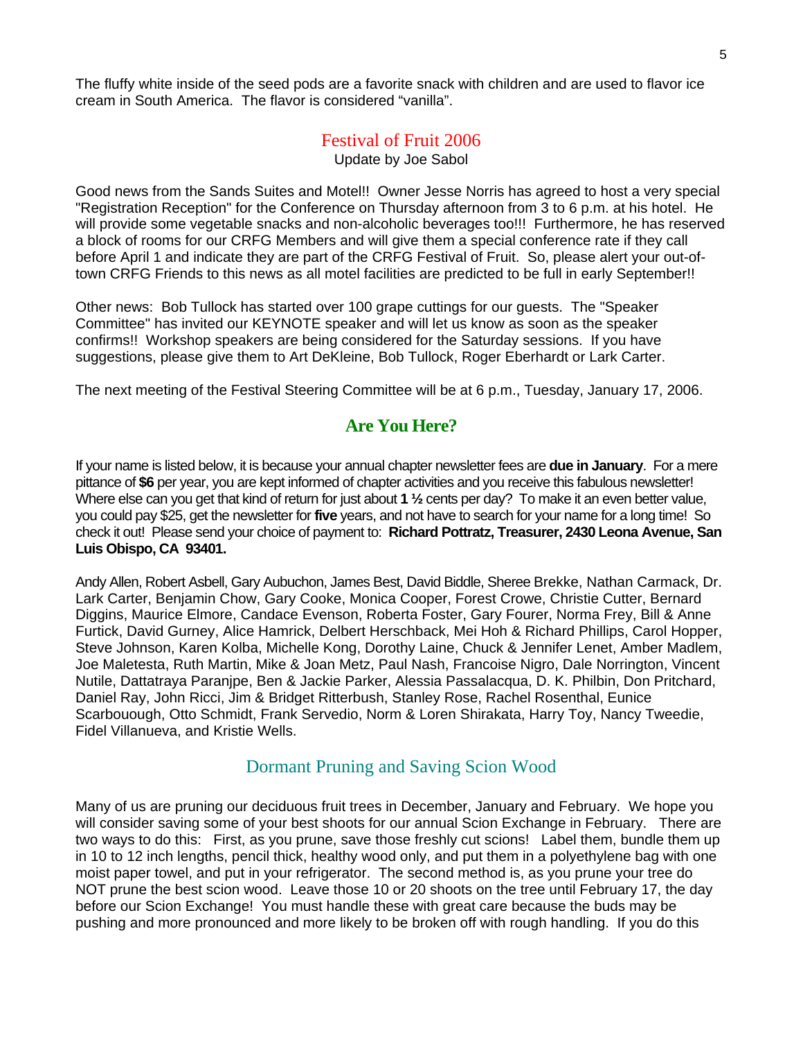The fluffy white inside of the seed pods are a favorite snack with children and are used to flavor ice cream in South America. The flavor is considered "vanilla".

## Festival of Fruit 2006

Update by Joe Sabol

Good news from the Sands Suites and Motel!! Owner Jesse Norris has agreed to host a very special "Registration Reception" for the Conference on Thursday afternoon from 3 to 6 p.m. at his hotel. He will provide some vegetable snacks and non-alcoholic beverages too!!! Furthermore, he has reserved a block of rooms for our CRFG Members and will give them a special conference rate if they call before April 1 and indicate they are part of the CRFG Festival of Fruit. So, please alert your out-of-town CRFG Friends to this news as all motel facilities are predicted to be full in early September!!

Other news: Bob Tullock has started over 100 grape cuttings for our guests. The "Speaker Committee" has invited our KEYNOTE speaker and will let us know as soon as the speaker confirms!! Workshop speakers are being considered for the Saturday sessions. If you have suggestions, please give them to Art DeKleine, Bob Tullock, Roger Eberhardt or Lark Carter.

The next meeting of the Festival Steering Committee will be at 6 p.m., Tuesday, January 17, 2006.

## Are You Here?

If your name is listed below, it is because your annual chapter newsletter fees are **due in January**. For a mere pittance of **$6** per year, you are kept informed of chapter activities and you receive this fabulous newsletter! Where else can you get that kind of return for just about **1 ½** cents per day? To make it an even better value, you could pay $25, get the newsletter for **five** years, and not have to search for your name for a long time! So check it out! Please send your choice of payment to: **Richard Pottratz, Treasurer, 2430 Leona Avenue, San Luis Obispo, CA 93401.**

Andy Allen, Robert Asbell, Gary Aubuchon, James Best, David Biddle, Sheree Brekke, Nathan Carmack, Dr. Lark Carter, Benjamin Chow, Gary Cooke, Monica Cooper, Forest Crowe, Christie Cutter, Bernard Diggins, Maurice Elmore, Candace Evenson, Roberta Foster, Gary Fourer, Norma Frey, Bill & Anne Furtick, David Gurney, Alice Hamrick, Delbert Herschback, Mei Hoh & Richard Phillips, Carol Hopper, Steve Johnson, Karen Kolba, Michelle Kong, Dorothy Laine, Chuck & Jennifer Lenet, Amber Madlem, Joe Maletesta, Ruth Martin, Mike & Joan Metz, Paul Nash, Francoise Nigro, Dale Norrington, Vincent Nutile, Dattatraya Paranjpe, Ben & Jackie Parker, Alessia Passalacqua, D. K. Philbin, Don Pritchard, Daniel Ray, John Ricci, Jim & Bridget Ritterbush, Stanley Rose, Rachel Rosenthal, Eunice Scarbouough, Otto Schmidt, Frank Servedio, Norm & Loren Shirakata, Harry Toy, Nancy Tweedie, Fidel Villanueva, and Kristie Wells.

## Dormant Pruning and Saving Scion Wood

Many of us are pruning our deciduous fruit trees in December, January and February. We hope you will consider saving some of your best shoots for our annual Scion Exchange in February. There are two ways to do this: First, as you prune, save those freshly cut scions! Label them, bundle them up in 10 to 12 inch lengths, pencil thick, healthy wood only, and put them in a polyethylene bag with one moist paper towel, and put in your refrigerator. The second method is, as you prune your tree do NOT prune the best scion wood. Leave those 10 or 20 shoots on the tree until February 17, the day before our Scion Exchange! You must handle these with great care because the buds may be pushing and more pronounced and more likely to be broken off with rough handling. If you do this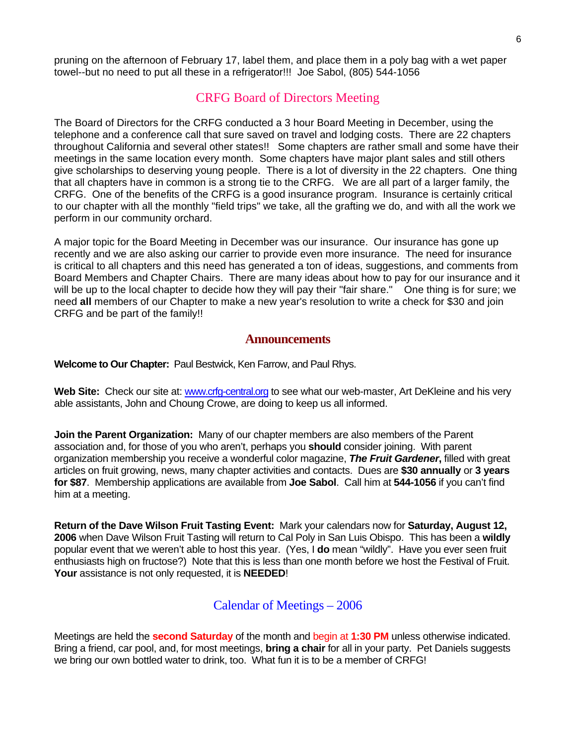pruning on the afternoon of February 17, label them, and place them in a poly bag with a wet paper towel--but no need to put all these in a refrigerator!!! Joe Sabol, (805) 544-1056

## CRFG Board of Directors Meeting

The Board of Directors for the CRFG conducted a 3 hour Board Meeting in December, using the telephone and a conference call that sure saved on travel and lodging costs. There are 22 chapters throughout California and several other states!! Some chapters are rather small and some have their meetings in the same location every month. Some chapters have major plant sales and still others give scholarships to deserving young people. There is a lot of diversity in the 22 chapters. One thing that all chapters have in common is a strong tie to the CRFG. We are all part of a larger family, the CRFG. One of the benefits of the CRFG is a good insurance program. Insurance is certainly critical to our chapter with all the monthly "field trips" we take, all the grafting we do, and with all the work we perform in our community orchard.

A major topic for the Board Meeting in December was our insurance. Our insurance has gone up recently and we are also asking our carrier to provide even more insurance. The need for insurance is critical to all chapters and this need has generated a ton of ideas, suggestions, and comments from Board Members and Chapter Chairs. There are many ideas about how to pay for our insurance and it will be up to the local chapter to decide how they will pay their "fair share." One thing is for sure; we need **all** members of our Chapter to make a new year's resolution to write a check for $30 and join CRFG and be part of the family!!

## Announcements

**Welcome to Our Chapter:** Paul Bestwick, Ken Farrow, and Paul Rhys.

**Web Site:** Check our site at: www.crfg-central.org to see what our web-master, Art DeKleine and his very able assistants, John and Choung Crowe, are doing to keep us all informed.

**Join the Parent Organization:** Many of our chapter members are also members of the Parent association and, for those of you who aren't, perhaps you **should** consider joining. With parent organization membership you receive a wonderful color magazine, ***The Fruit Gardener*****,** filled with great articles on fruit growing, news, many chapter activities and contacts. Dues are **$30 annually** or **3 years for $87**. Membership applications are available from **Joe Sabol**. Call him at **544-1056** if you can't find him at a meeting.

**Return of the Dave Wilson Fruit Tasting Event:** Mark your calendars now for **Saturday, August 12, 2006** when Dave Wilson Fruit Tasting will return to Cal Poly in San Luis Obispo. This has been a **wildly** popular event that we weren't able to host this year. (Yes, I **do** mean "wildly". Have you ever seen fruit enthusiasts high on fructose?) Note that this is less than one month before we host the Festival of Fruit. **Your** assistance is not only requested, it is **NEEDED**!

## Calendar of Meetings – 2006

Meetings are held the **second Saturday** of the month and begin at **1:30 PM** unless otherwise indicated. Bring a friend, car pool, and, for most meetings, **bring a chair** for all in your party. Pet Daniels suggests we bring our own bottled water to drink, too. What fun it is to be a member of CRFG!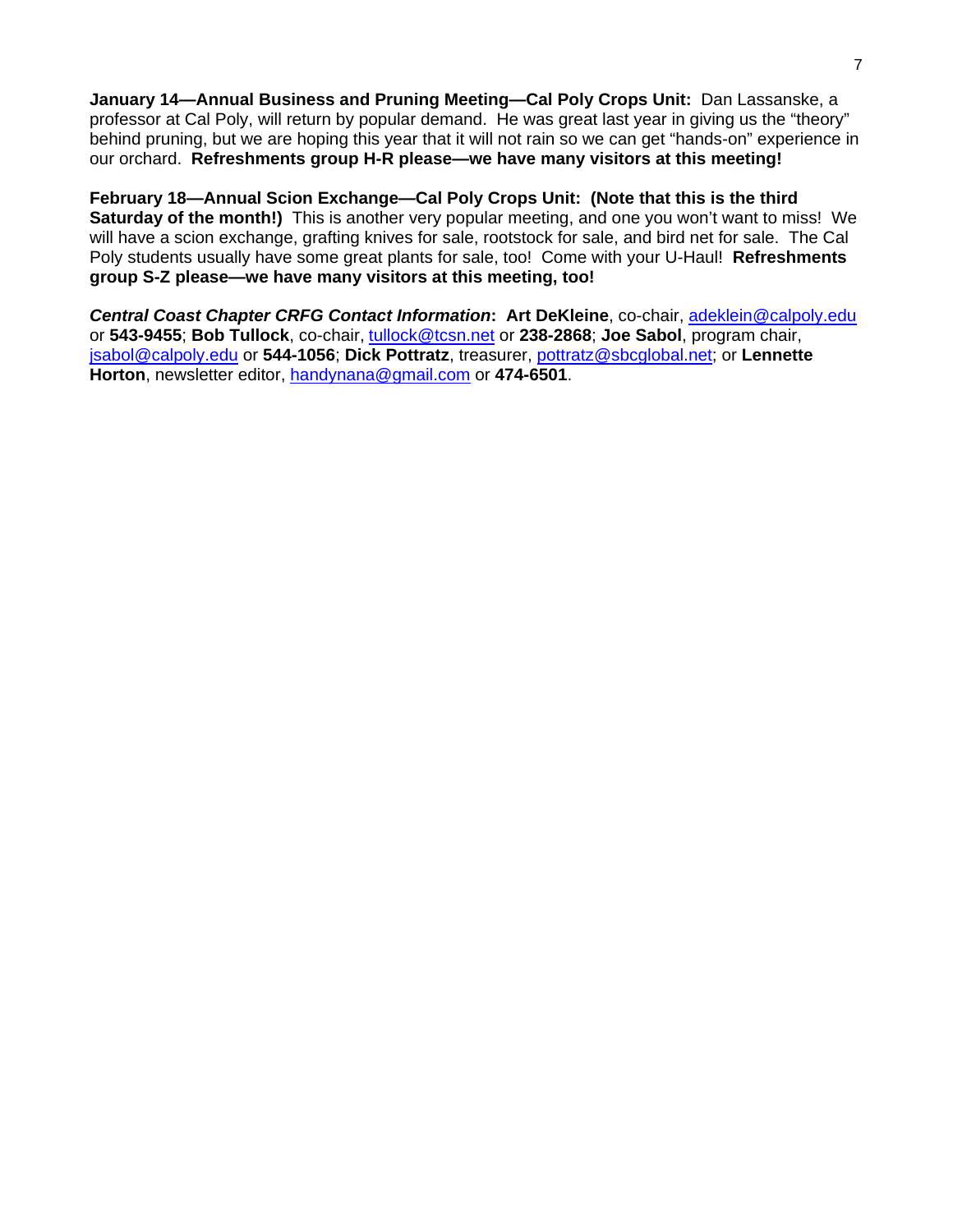**January 14—Annual Business and Pruning Meeting—Cal Poly Crops Unit:** Dan Lassanske, a professor at Cal Poly, will return by popular demand. He was great last year in giving us the "theory" behind pruning, but we are hoping this year that it will not rain so we can get "hands-on" experience in our orchard. **Refreshments group H-R please—we have many visitors at this meeting!**

**February 18—Annual Scion Exchange—Cal Poly Crops Unit: (Note that this is the third Saturday of the month!)** This is another very popular meeting, and one you won't want to miss! We will have a scion exchange, grafting knives for sale, rootstock for sale, and bird net for sale. The Cal Poly students usually have some great plants for sale, too! Come with your U-Haul! **Refreshments group S-Z please—we have many visitors at this meeting, too!**

***Central Coast Chapter CRFG Contact Information*: Art DeKleine**, co-chair, adeklein@calpoly.edu or **543-9455**; **Bob Tullock**, co-chair, tullock@tcsn.net or **238-2868**; **Joe Sabol**, program chair, jsabol@calpoly.edu or **544-1056**; **Dick Pottratz**, treasurer, pottratz@sbcglobal.net; or **Lennette Horton**, newsletter editor, handynana@gmail.com or **474-6501**.